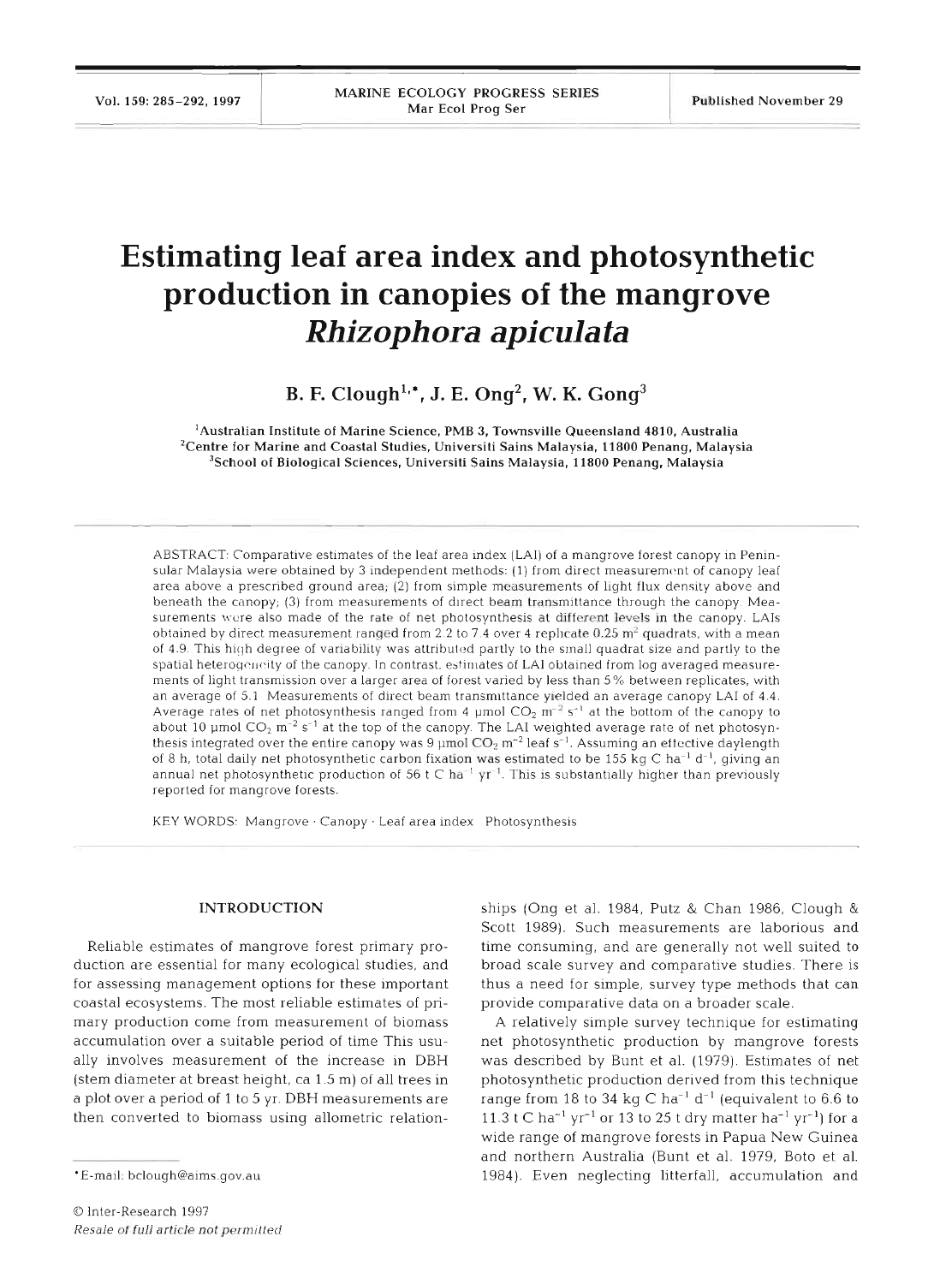# Estimating leaf area index and photosynthetic production in canopies of the mangrove *Rhizophora apiculata*

**B. F. Clough[1,*], J. E. Ong[2], W. K. Gong[3]**

[1]Australian Institute of Marine Science, PMB 3, Townsville Queensland 4810, Australia
[2]Centre for Marine and Coastal Studies, Universiti Sains Malaysia, 11800 Penang, Malaysia
[3]School of Biological Sciences, Universiti Sains Malaysia, 11800 Penang, Malaysia

ABSTRACT: Comparative estimates of the leaf area index (LAI) of a mangrove forest canopy in Peninsular Malaysia were obtained by 3 independent methods: (1) from direct measurement of canopy leaf area above a prescribed ground area; (2) from simple measurements of light flux density above and beneath the canopy; (3) from measurements of direct beam transmittance through the canopy. Measurements were also made of the rate of net photosynthesis at different levels in the canopy. LAIs obtained by direct measurement ranged from 2.2 to 7.4 over 4 replicate 0.25 $m^2$ quadrats, with a mean of 4.9. This high degree of variability was attributed partly to the small quadrat size and partly to the spatial heterogeneity of the canopy. In contrast, estimates of LAI obtained from log averaged measurements of light transmission over a larger area of forest varied by less than 5% between replicates, with an average of 5.1. Measurements of direct beam transmittance yielded an average canopy LAI of 4.4. Average rates of net photosynthesis ranged from 4 μmol $CO_2$ $m^{-2}$ $s^{-1}$ at the bottom of the canopy to about 10 μmol $CO_2$ $m^{-2}$ $s^{-1}$ at the top of the canopy. The LAI weighted average rate of net photosynthesis integrated over the entire canopy was 9 μmol $CO_2$ $m^{-2}$ leaf $s^{-1}$. Assuming an effective daylength of 8 h, total daily net photosynthetic carbon fixation was estimated to be 155 kg C $ha^{-1}$ $d^{-1}$, giving an annual net photosynthetic production of 56 t C $ha^{-1}$ $yr^{-1}$. This is substantially higher than previously reported for mangrove forests.

KEY WORDS: Mangrove · Canopy · Leaf area index · Photosynthesis

## INTRODUCTION

Reliable estimates of mangrove forest primary production are essential for many ecological studies, and for assessing management options for these important coastal ecosystems. The most reliable estimates of primary production come from measurement of biomass accumulation over a suitable period of time This usually involves measurement of the increase in DBH (stem diameter at breast height, ca 1.5 m) of all trees in a plot over a period of 1 to 5 yr. DBH measurements are then converted to biomass using allometric relationships (Ong et al. 1984, Putz & Chan 1986, Clough & Scott 1989). Such measurements are laborious and time consuming, and are generally not well suited to broad scale survey and comparative studies. There is thus a need for simple, survey type methods that can provide comparative data on a broader scale.

A relatively simple survey technique for estimating net photosynthetic production by mangrove forests was described by Bunt et al. (1979). Estimates of net photosynthetic production derived from this technique range from 18 to 34 kg C $ha^{-1}$ $d^{-1}$ (equivalent to 6.6 to 11.3 t C $ha^{-1}$ $yr^{-1}$ or 13 to 25 t dry matter $ha^{-1}$ $yr^{-1}$) for a wide range of mangrove forests in Papua New Guinea and northern Australia (Bunt et al. 1979, Boto et al. 1984). Even neglecting litterfall, accumulation and

*E-mail: bclough@aims.gov.au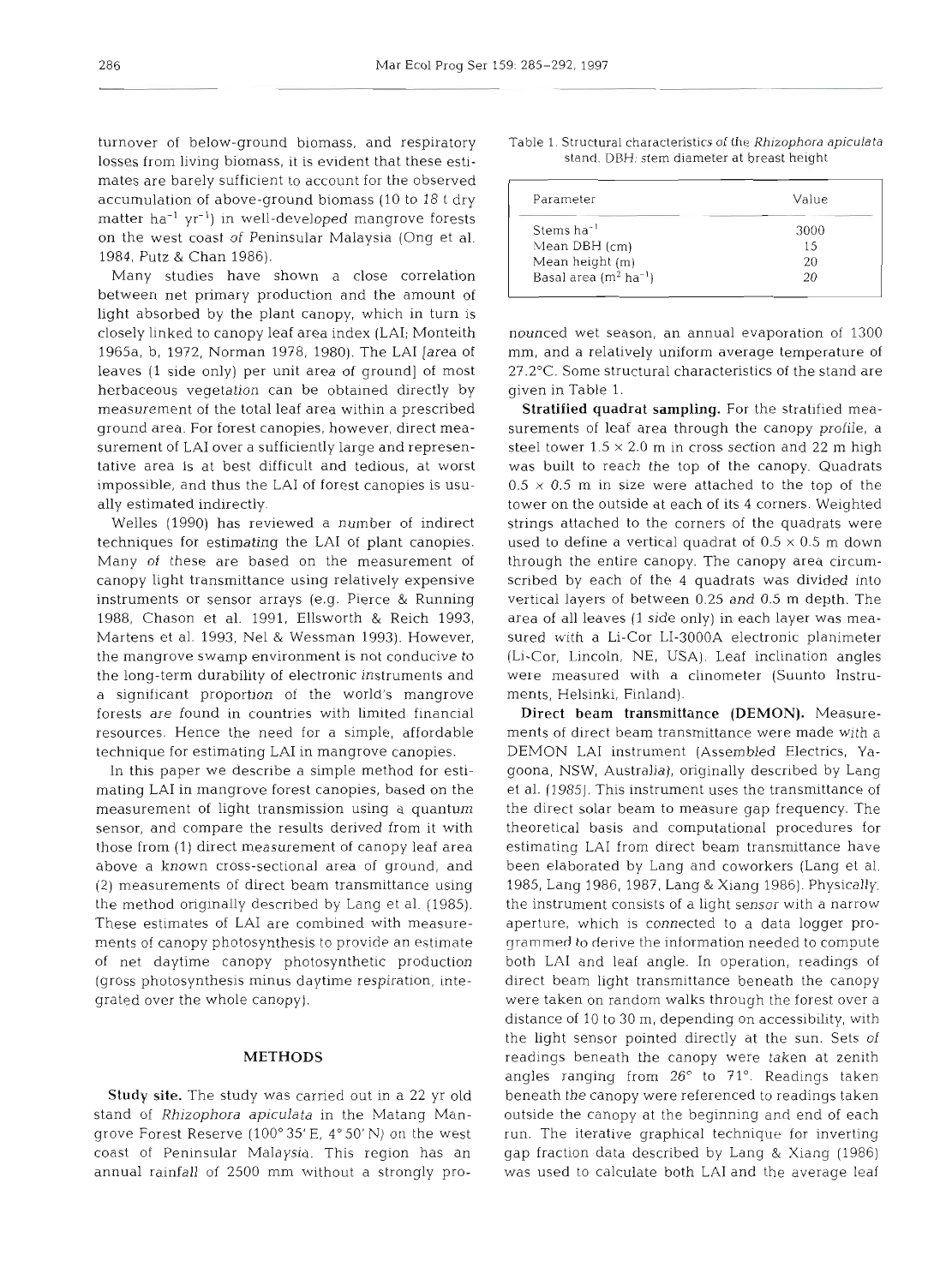turnover of below-ground biomass, and respiratory losses from living biomass, it is evident that these estimates are barely sufficient to account for the observed accumulation of above-ground biomass (10 to 18 t dry matter $ha^{-1}$ $yr^{-1}$) in well-developed mangrove forests on the west coast of Peninsular Malaysia (Ong et al. 1984, Putz & Chan 1986).

Many studies have shown a close correlation between net primary production and the amount of light absorbed by the plant canopy, which in turn is closely linked to canopy leaf area index (LAI; Monteith 1965a, b, 1972, Norman 1978, 1980). The LAI [area of leaves (1 side only) per unit area of ground] of most herbaceous vegetation can be obtained directly by measurement of the total leaf area within a prescribed ground area. For forest canopies, however, direct measurement of LAI over a sufficiently large and representative area is at best difficult and tedious, at worst impossible, and thus the LAI of forest canopies is usually estimated indirectly.

Welles (1990) has reviewed a number of indirect techniques for estimating the LAI of plant canopies. Many of these are based on the measurement of canopy light transmittance using relatively expensive instruments or sensor arrays (e.g. Pierce & Running 1988, Chason et al. 1991, Ellsworth & Reich 1993, Martens et al. 1993, Nel & Wessman 1993). However, the mangrove swamp environment is not conducive to the long-term durability of electronic instruments and a significant proportion of the world's mangrove forests are found in countries with limited financial resources. Hence the need for a simple, affordable technique for estimating LAI in mangrove canopies.

In this paper we describe a simple method for estimating LAI in mangrove forest canopies, based on the measurement of light transmission using a quantum sensor, and compare the results derived from it with those from (1) direct measurement of canopy leaf area above a known cross-sectional area of ground, and (2) measurements of direct beam transmittance using the method originally described by Lang et al. (1985). These estimates of LAI are combined with measurements of canopy photosynthesis to provide an estimate of net daytime canopy photosynthetic production (gross photosynthesis minus daytime respiration, integrated over the whole canopy).

## METHODS

**Study site.** The study was carried out in a 22 yr old stand of *Rhizophora apiculata* in the Matang Mangrove Forest Reserve (100° 35' E, 4° 50' N) on the west coast of Peninsular Malaysia. This region has an annual rainfall of 2500 mm without a strongly pronounced wet season, an annual evaporation of 1300 mm, and a relatively uniform average temperature of 27.2°C. Some structural characteristics of the stand are given in Table 1.

Table 1. Structural characteristics of the *Rhizophora apiculata* stand. DBH: stem diameter at breast height

| Parameter | Value |
|---|---|
| Stems $ha^{-1}$ | 3000 |
| Mean DBH (cm) | 15 |
| Mean height (m) | 20 |
| Basal area ($m^2$ $ha^{-1}$) | 20 |

**Stratified quadrat sampling.** For the stratified measurements of leaf area through the canopy profile, a steel tower 1.5 × 2.0 m in cross section and 22 m high was built to reach the top of the canopy. Quadrats 0.5 × 0.5 m in size were attached to the top of the tower on the outside at each of its 4 corners. Weighted strings attached to the corners of the quadrats were used to define a vertical quadrat of 0.5 × 0.5 m down through the entire canopy. The canopy area circumscribed by each of the 4 quadrats was divided into vertical layers of between 0.25 and 0.5 m depth. The area of all leaves (1 side only) in each layer was measured with a Li-Cor LI-3000A electronic planimeter (Li-Cor, Lincoln, NE, USA). Leaf inclination angles were measured with a clinometer (Suunto Instruments, Helsinki, Finland).

**Direct beam transmittance (DEMON).** Measurements of direct beam transmittance were made with a DEMON LAI instrument (Assembled Electrics, Yagoona, NSW, Australia), originally described by Lang et al. (1985). This instrument uses the transmittance of the direct solar beam to measure gap frequency. The theoretical basis and computational procedures for estimating LAI from direct beam transmittance have been elaborated by Lang and coworkers (Lang et al. 1985, Lang 1986, 1987, Lang & Xiang 1986). Physically, the instrument consists of a light sensor with a narrow aperture, which is connected to a data logger programmed to derive the information needed to compute both LAI and leaf angle. In operation, readings of direct beam light transmittance beneath the canopy were taken on random walks through the forest over a distance of 10 to 30 m, depending on accessibility, with the light sensor pointed directly at the sun. Sets of readings beneath the canopy were taken at zenith angles ranging from 26° to 71°. Readings taken beneath the canopy were referenced to readings taken outside the canopy at the beginning and end of each run. The iterative graphical technique for inverting gap fraction data described by Lang & Xiang (1986) was used to calculate both LAI and the average leaf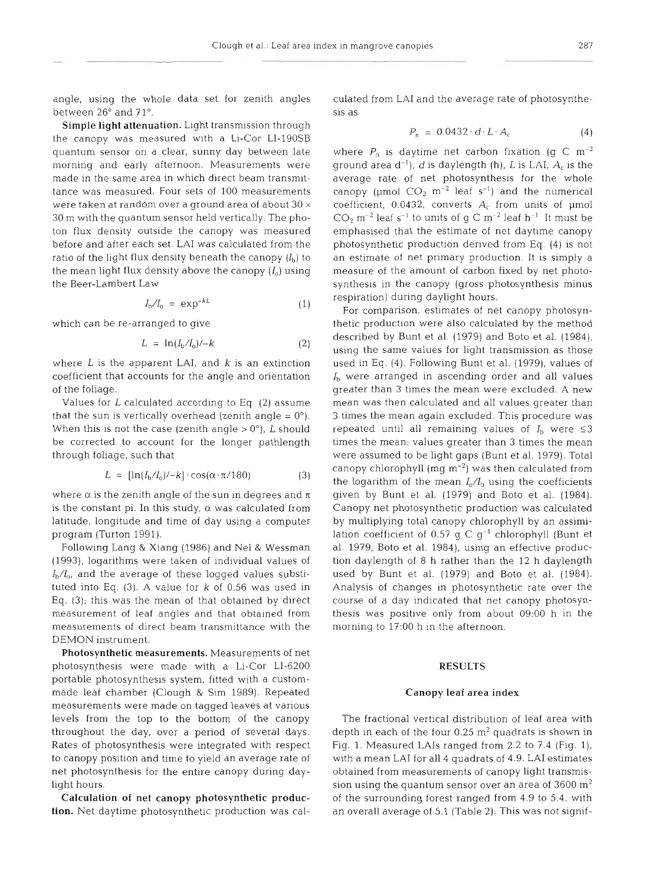angle, using the whole data set for zenith angles between 26° and 71°.

**Simple light attenuation.** Light transmission through the canopy was measured with a Li-Cor LI-190SB quantum sensor on a clear, sunny day between late morning and early afternoon. Measurements were made in the same area in which direct beam transmittance was measured. Four sets of 100 measurements were taken at random over a ground area of about 30 × 30 m with the quantum sensor held vertically. The photon flux density outside the canopy was measured before and after each set. LAI was calculated from the ratio of the light flux density beneath the canopy ($I_b$) to the mean light flux density above the canopy ($I_o$) using the Beer-Lambert Law

$$I_b/I_o = \exp^{-kL} \quad (1)$$

which can be re-arranged to give

$$L = \ln(I_b/I_o)/-k \quad (2)$$

where $L$ is the apparent LAI, and $k$ is an extinction coefficient that accounts for the angle and orientation of the foliage.

Values for $L$ calculated according to Eq. (2) assume that the sun is vertically overhead (zenith angle = 0°). When this is not the case (zenith angle > 0°), $L$ should be corrected to account for the longer pathlength through foliage, such that

$$L = [\ln(I_b/I_o)/-k] \cdot \cos(\alpha \cdot \pi/180) \quad (3)$$

where $\alpha$ is the zenith angle of the sun in degrees and $\pi$ is the constant pi. In this study, $\alpha$ was calculated from latitude, longitude and time of day using a computer program (Turton 1991).

Following Lang & Xiang (1986) and Nel & Wessman (1993), logarithms were taken of individual values of $I_b/I_o$, and the average of these logged values substituted into Eq. (3). A value for $k$ of 0.56 was used in Eq. (3); this was the mean of that obtained by direct measurement of leaf angles and that obtained from measurements of direct beam transmittance with the DEMON instrument.

**Photosynthetic measurements.** Measurements of net photosynthesis were made with a Li-Cor LI-6200 portable photosynthesis system, fitted with a custom-made leaf chamber (Clough & Sim 1989). Repeated measurements were made on tagged leaves at various levels from the top to the bottom of the canopy throughout the day, over a period of several days. Rates of photosynthesis were integrated with respect to canopy position and time to yield an average rate of net photosynthesis for the entire canopy during daylight hours.

**Calculation of net canopy photosynthetic production.** Net daytime photosynthetic production was calculated from LAI and the average rate of photosynthesis as

$$P_n = 0.0432 \cdot d \cdot L \cdot A_c \quad (4)$$

where $P_n$ is daytime net carbon fixation (g C $m^{-2}$ ground area $d^{-1}$), $d$ is daylength (h), $L$ is LAI, $A_c$ is the average rate of net photosynthesis for the whole canopy (μmol $CO_2$ $m^{-2}$ leaf $s^{-1}$) and the numerical coefficient, 0.0432, converts $A_c$ from units of μmol $CO_2$ $m^{-2}$ leaf $s^{-1}$ to units of g C $m^{-2}$ leaf $h^{-1}$. It must be emphasised that the estimate of net daytime canopy photosynthetic production derived from Eq. (4) is not an estimate of net primary production. It is simply a measure of the amount of carbon fixed by net photosynthesis in the canopy (gross photosynthesis minus respiration) during daylight hours.

For comparison, estimates of net canopy photosynthetic production were also calculated by the method described by Bunt et al. (1979) and Boto et al. (1984), using the same values for light transmission as those used in Eq. (4). Following Bunt et al. (1979), values of $I_b$ were arranged in ascending order and all values greater than 3 times the mean were excluded. A new mean was then calculated and all values greater than 3 times the mean again excluded. This procedure was repeated until all remaining values of $I_b$ were ≤3 times the mean; values greater than 3 times the mean were assumed to be light gaps (Bunt et al. 1979). Total canopy chlorophyll (mg $m^{-2}$) was then calculated from the logarithm of the mean $I_o/I_b$ using the coefficients given by Bunt et al. (1979) and Boto et al. (1984). Canopy net photosynthetic production was calculated by multiplying total canopy chlorophyll by an assimilation coefficient of 0.57 g C $g^{-1}$ chlorophyll (Bunt et al. 1979, Boto et al. 1984), using an effective production daylength of 8 h rather than the 12 h daylength used by Bunt et al. (1979) and Boto et al. (1984). Analysis of changes in photosynthetic rate over the course of a day indicated that net canopy photosynthesis was positive only from about 09:00 h in the morning to 17:00 h in the afternoon.

## RESULTS

### Canopy leaf area index

The fractional vertical distribution of leaf area with depth in each of the four 0.25 $m^2$ quadrats is shown in Fig. 1. Measured LAIs ranged from 2.2 to 7.4 (Fig. 1), with a mean LAI for all 4 quadrats of 4.9. LAI estimates obtained from measurements of canopy light transmission using the quantum sensor over an area of 3600 $m^2$ of the surrounding forest ranged from 4.9 to 5.4, with an overall average of 5.1 (Table 2). This was not signif-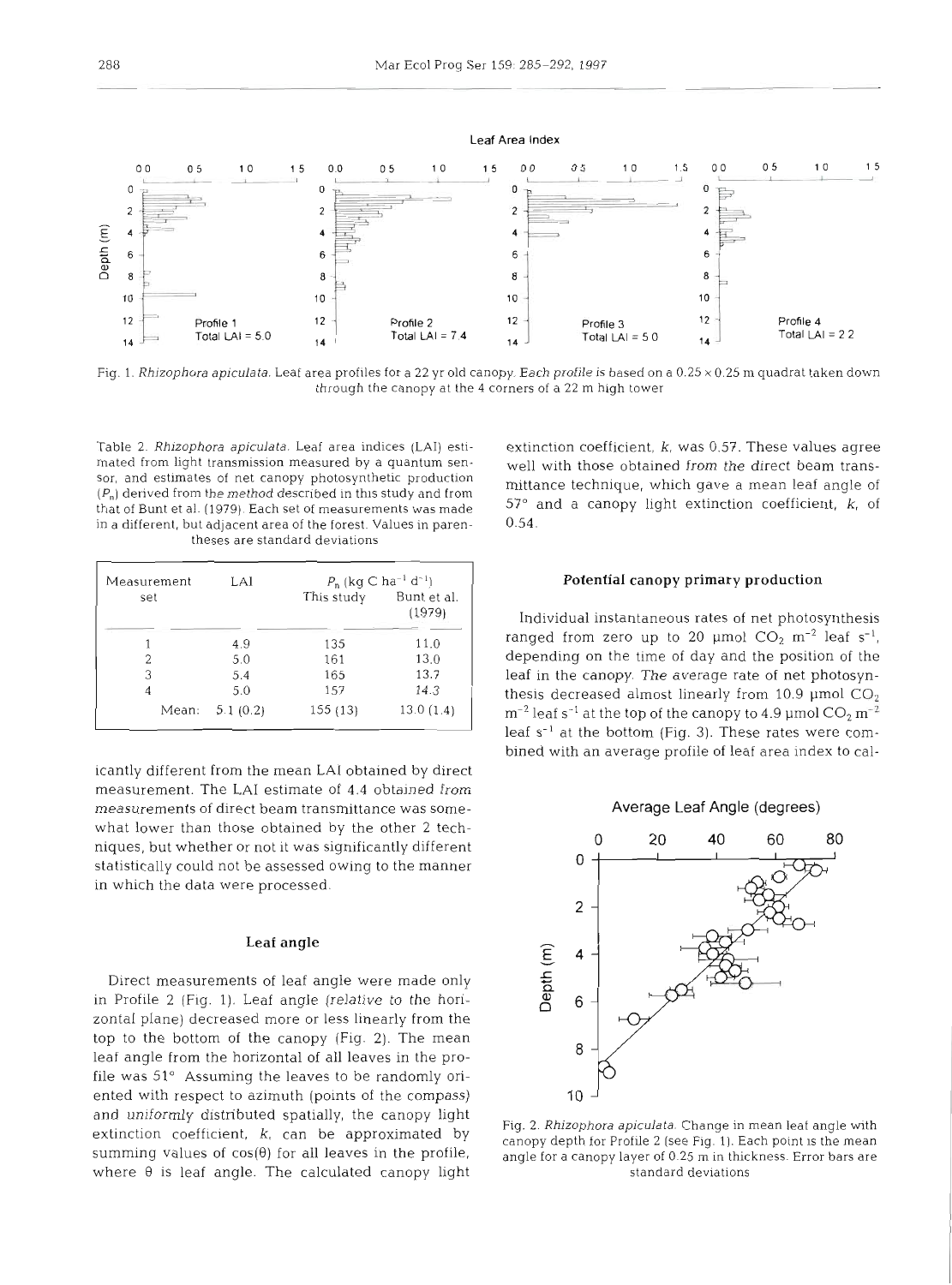Fig. 1. *Rhizophora apiculata*. Leaf area profiles for a 22 yr old canopy. Each profile is based on a 0.25 × 0.25 m quadrat taken down through the canopy at the 4 corners of a 22 m high tower

Table 2. *Rhizophora apiculata*. Leaf area indices (LAI) estimated from light transmission measured by a quantum sensor, and estimates of net canopy photosynthetic production ($P_n$) derived from the method described in this study and from that of Bunt et al. (1979). Each set of measurements was made in a different, but adjacent area of the forest. Values in parentheses are standard deviations

| Measurement set | LAI | $P_n$ (kg C ha$^{-1}$ d$^{-1}$) | |
|---|---|---|---|
| | | This study | Bunt et al. (1979) |
| 1 | 4.9 | 135 | 11.0 |
| 2 | 5.0 | 161 | 13.0 |
| 3 | 5.4 | 165 | 13.7 |
| 4 | 5.0 | 157 | 14.3 |
| Mean: | 5.1 (0.2) | 155 (13) | 13.0 (1.4) |

icantly different from the mean LAI obtained by direct measurement. The LAI estimate of 4.4 obtained from measurements of direct beam transmittance was somewhat lower than those obtained by the other 2 techniques, but whether or not it was significantly different statistically could not be assessed owing to the manner in which the data were processed.

### Leaf angle

Direct measurements of leaf angle were made only in Profile 2 (Fig. 1). Leaf angle (relative to the horizontal plane) decreased more or less linearly from the top to the bottom of the canopy (Fig. 2). The mean leaf angle from the horizontal of all leaves in the profile was 51°. Assuming the leaves to be randomly oriented with respect to azimuth (points of the compass) and uniformly distributed spatially, the canopy light extinction coefficient, $k$, can be approximated by summing values of $\cos(\theta)$ for all leaves in the profile, where $\theta$ is leaf angle. The calculated canopy light extinction coefficient, $k$, was 0.57. These values agree well with those obtained from the direct beam transmittance technique, which gave a mean leaf angle of 57° and a canopy light extinction coefficient, $k$, of 0.54.

### Potential canopy primary production

Individual instantaneous rates of net photosynthesis ranged from zero up to 20 µmol $CO_2$ m$^{-2}$ leaf s$^{-1}$, depending on the time of day and the position of the leaf in the canopy. The average rate of net photosynthesis decreased almost linearly from 10.9 µmol $CO_2$ m$^{-2}$ leaf s$^{-1}$ at the top of the canopy to 4.9 µmol $CO_2$ m$^{-2}$ leaf s$^{-1}$ at the bottom (Fig. 3). These rates were combined with an average profile of leaf area index to cal-

Fig. 2. *Rhizophora apiculata*. Change in mean leaf angle with canopy depth for Profile 2 (see Fig. 1). Each point is the mean angle for a canopy layer of 0.25 m in thickness. Error bars are standard deviations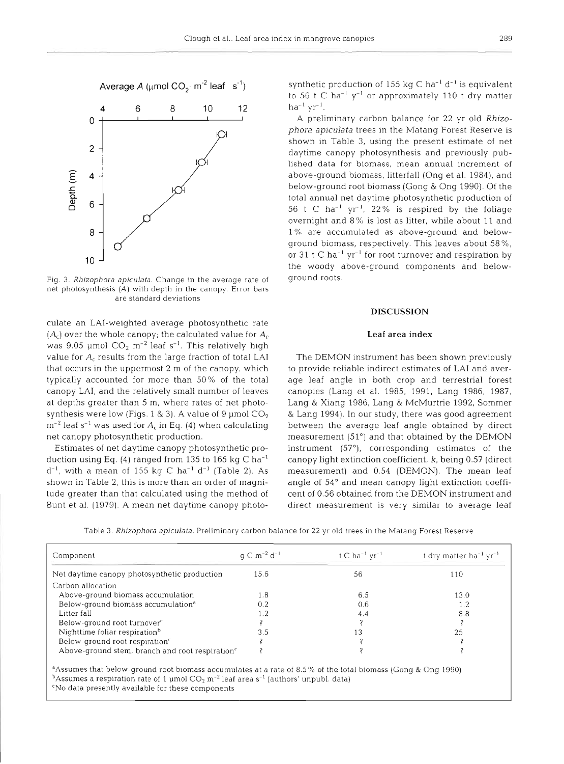Fig. 3. *Rhizophora apiculata*. Change in the average rate of net photosynthesis ($A$) with depth in the canopy. Error bars are standard deviations

culate an LAI-weighted average photosynthetic rate ($A_c$) over the whole canopy; the calculated value for $A_c$ was 9.05 µmol $CO_2$ $m^{-2}$ leaf $s^{-1}$. This relatively high value for $A_c$ results from the large fraction of total LAI that occurs in the uppermost 2 m of the canopy, which typically accounted for more than 50% of the total canopy LAI, and the relatively small number of leaves at depths greater than 5 m, where rates of net photosynthesis were low (Figs. 1 & 3). A value of 9 µmol $CO_2$ $m^{-2}$ leaf $s^{-1}$ was used for $A_c$ in Eq. (4) when calculating net canopy photosynthetic production.

Estimates of net daytime canopy photosynthetic production using Eq. (4) ranged from 135 to 165 kg C $ha^{-1}$ $d^{-1}$, with a mean of 155 kg C $ha^{-1}$ $d^{-1}$ (Table 2). As shown in Table 2, this is more than an order of magnitude greater than that calculated using the method of Bunt et al. (1979). A mean net daytime canopy photosynthetic production of 155 kg C $ha^{-1}$ $d^{-1}$ is equivalent to 56 t C $ha^{-1}$ $y^{-1}$ or approximately 110 t dry matter $ha^{-1}$ $yr^{-1}$.

A preliminary carbon balance for 22 yr old *Rhizophora apiculata* trees in the Matang Forest Reserve is shown in Table 3, using the present estimate of net daytime canopy photosynthesis and previously published data for biomass, mean annual increment of above-ground biomass, litterfall (Ong et al. 1984), and below-ground root biomass (Gong & Ong 1990). Of the total annual net daytime photosynthetic production of 56 t C $ha^{-1}$ $yr^{-1}$, 22% is respired by the foliage overnight and 8% is lost as litter, while about 11 and 1% are accumulated as above-ground and below-ground biomass, respectively. This leaves about 58%, or 31 t C $ha^{-1}$ $yr^{-1}$ for root turnover and respiration by the woody above-ground components and below-ground roots.

## DISCUSSION

### Leaf area index

The DEMON instrument has been shown previously to provide reliable indirect estimates of LAI and average leaf angle in both crop and terrestrial forest canopies (Lang et al. 1985, 1991, Lang 1986, 1987, Lang & Xiang 1986, Lang & McMurtrie 1992, Sommer & Lang 1994). In our study, there was good agreement between the average leaf angle obtained by direct measurement (51°) and that obtained by the DEMON instrument (57°), corresponding estimates of the canopy light extinction coefficient, $k$, being 0.57 (direct measurement) and 0.54 (DEMON). The mean leaf angle of 54° and mean canopy light extinction coefficient of 0.56 obtained from the DEMON instrument and direct measurement is very similar to average leaf

Table 3. *Rhizophora apiculata*. Preliminary carbon balance for 22 yr old trees in the Matang Forest Reserve

| Component | g C $m^{-2}$ $d^{-1}$ | t C $ha^{-1}$ $yr^{-1}$ | t dry matter $ha^{-1}$ $yr^{-1}$ |
|---|---|---|---|
| Net daytime canopy photosynthetic production | 15.6 | 56 | 110 |
| Carbon allocation | | | |
| Above-ground biomass accumulation | 1.8 | 6.5 | 13.0 |
| Below-ground biomass accumulation[a] | 0.2 | 0.6 | 1.2 |
| Litter fall | 1.2 | 4.4 | 8.8 |
| Below-ground root turnover[c] | ? | ? | ? |
| Nighttime foliar respiration[b] | 3.5 | 13 | 25 |
| Below-ground root respiration[c] | ? | ? | ? |
| Above-ground stem, branch and root respiration[c] | ? | ? | ? |

[a]Assumes that below-ground root biomass accumulates at a rate of 8.5% of the total biomass (Gong & Ong 1990)
[b]Assumes a respiration rate of 1 µmol $CO_2$ $m^{-2}$ leaf area $s^{-1}$ (authors' unpubl. data)
[c]No data presently available for these components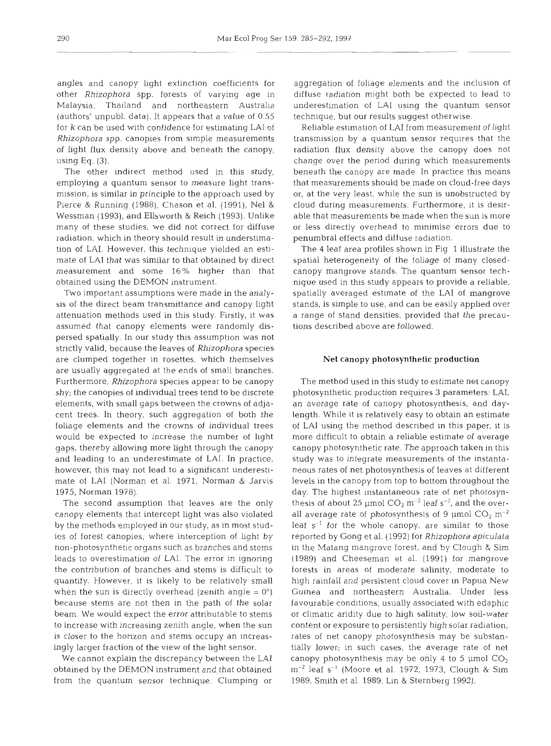angles and canopy light extinction coefficients for other *Rhizophora* spp. forests of varying age in Malaysia, Thailand and northeastern Australia (authors' unpubl. data). It appears that a value of 0.55 for $k$ can be used with confidence for estimating LAI of *Rhizophora* spp. canopies from simple measurements of light flux density above and beneath the canopy, using Eq. (3).

The other indirect method used in this study, employing a quantum sensor to measure light transmission, is similar in principle to the approach used by Pierce & Running (1988), Chason et al. (1991), Nel & Wessman (1993), and Ellsworth & Reich (1993). Unlike many of these studies, we did not correct for diffuse radiation, which in theory should result in understimation of LAI. However, this technique yielded an estimate of LAI that was similar to that obtained by direct measurement and some 16% higher than that obtained using the DEMON instrument.

Two important assumptions were made in the analysis of the direct beam transmittance and canopy light attenuation methods used in this study. Firstly, it was assumed that canopy elements were randomly dispersed spatially. In our study this assumption was not strictly valid, because the leaves of *Rhizophora* species are clumped together in rosettes, which themselves are usually aggregated at the ends of small branches. Furthermore, *Rhizophora* species appear to be canopy shy; the canopies of individual trees tend to be discrete elements, with small gaps between the crowns of adjacent trees. In theory, such aggregation of both the foliage elements and the crowns of individual trees would be expected to increase the number of light gaps, thereby allowing more light through the canopy and leading to an underestimate of LAI. In practice, however, this may not lead to a significant underestimate of LAI (Norman et al. 1971, Norman & Jarvis 1975, Norman 1978).

The second assumption that leaves are the only canopy elements that intercept light was also violated by the methods employed in our study, as in most studies of forest canopies, where interception of light by non-photosynthetic organs such as branches and stems leads to overestimation of LAI. The error in ignoring the contribution of branches and stems is difficult to quantify. However, it is likely to be relatively small when the sun is directly overhead (zenith angle = 0°) because stems are not then in the path of the solar beam. We would expect the error attributable to stems to increase with increasing zenith angle, when the sun is closer to the horizon and stems occupy an increasingly larger fraction of the view of the light sensor.

We cannot explain the discrepancy between the LAI obtained by the DEMON instrument and that obtained from the quantum sensor technique. Clumping or aggregation of foliage elements and the inclusion of diffuse radiation might both be expected to lead to underestimation of LAI using the quantum sensor technique, but our results suggest otherwise.

Reliable estimation of LAI from measurement of light transmission by a quantum sensor requires that the radiation flux density above the canopy does not change over the period during which measurements beneath the canopy are made. In practice this means that measurements should be made on cloud-free days or, at the very least, while the sun is unobstructed by cloud during measurements. Furthermore, it is desirable that measurements be made when the sun is more or less directly overhead to minimise errors due to penumbral effects and diffuse radiation.

The 4 leaf area profiles shown in Fig. 1 illustrate the spatial heterogeneity of the foliage of many closed-canopy mangrove stands. The quantum sensor technique used in this study appears to provide a reliable, spatially averaged estimate of the LAI of mangrove stands, is simple to use, and can be easily applied over a range of stand densities, provided that the precautions described above are followed.

## Net canopy photosynthetic production

The method used in this study to estimate net canopy photosynthetic production requires 3 parameters: LAI, an average rate of canopy photosynthesis, and daylength. While it is relatively easy to obtain an estimate of LAI using the method described in this paper, it is more difficult to obtain a reliable estimate of average canopy photosynthetic rate. The approach taken in this study was to integrate measurements of the instantaneous rates of net photosynthesis of leaves at different levels in the canopy from top to bottom throughout the day. The highest instantaneous rate of net photosynthesis of about 25 µmol $CO_2$ $m^{-2}$ leaf $s^{-1}$, and the overall average rate of photosynthesis of 9 µmol $CO_2$ $m^{-2}$ leaf $s^{-1}$ for the whole canopy, are similar to those reported by Gong et al. (1992) for *Rhizophora apiculata* in the Matang mangrove forest, and by Clough & Sim (1989) and Cheeseman et al. (1991) for mangrove forests in areas of moderate salinity, moderate to high rainfall and persistent cloud cover in Papua New Guinea and northeastern Australia. Under less favourable conditions, usually associated with edaphic or climatic aridity due to high salinity, low soil-water content or exposure to persistently high solar radiation, rates of net canopy photosynthesis may be substantially lower; in such cases, the average rate of net canopy photosynthesis may be only 4 to 5 µmol $CO_2$ $m^{-2}$ leaf $s^{-1}$ (Moore et al. 1972, 1973, Clough & Sim 1989, Smith et al. 1989, Lin & Sternberg 1992).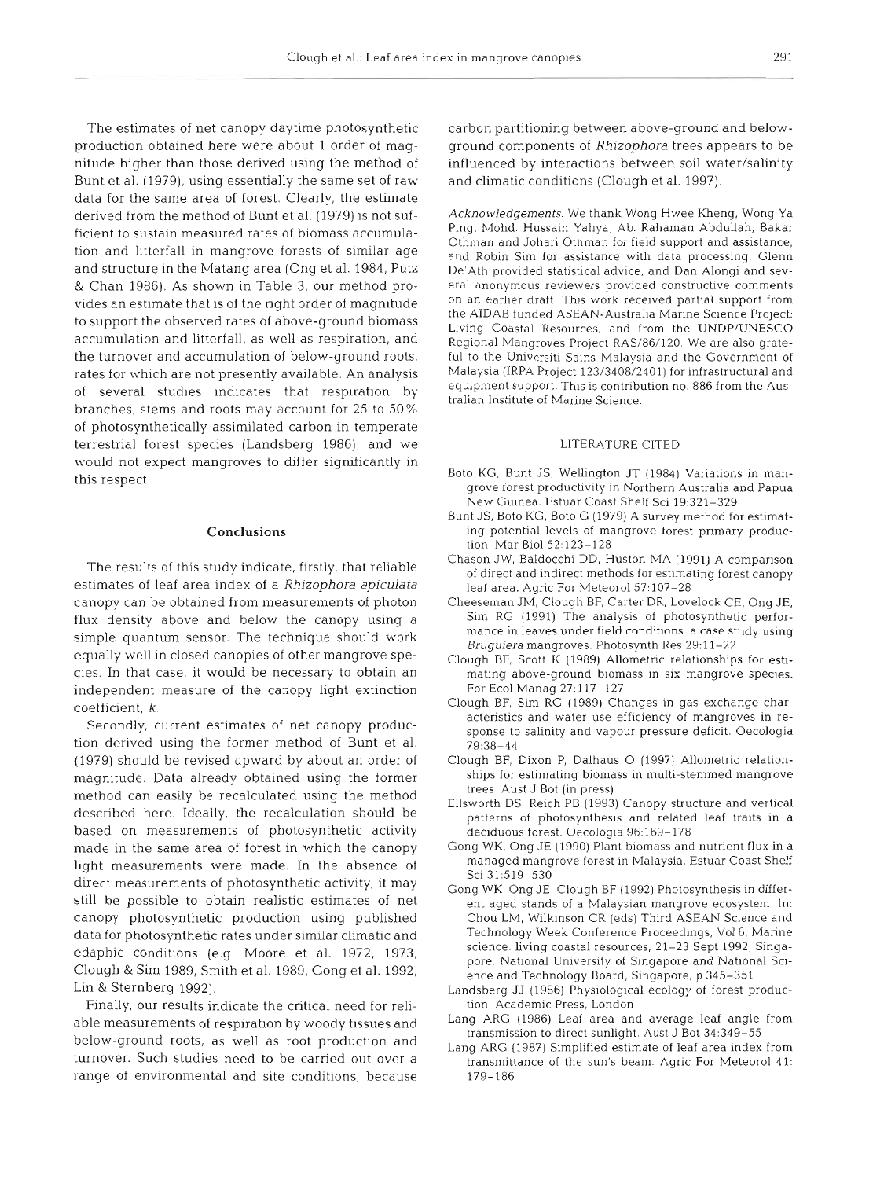The estimates of net canopy daytime photosynthetic production obtained here were about 1 order of magnitude higher than those derived using the method of Bunt et al. (1979), using essentially the same set of raw data for the same area of forest. Clearly, the estimate derived from the method of Bunt et al. (1979) is not sufficient to sustain measured rates of biomass accumulation and litterfall in mangrove forests of similar age and structure in the Matang area (Ong et al. 1984, Putz & Chan 1986). As shown in Table 3, our method provides an estimate that is of the right order of magnitude to support the observed rates of above-ground biomass accumulation and litterfall, as well as respiration, and the turnover and accumulation of below-ground roots, rates for which are not presently available. An analysis of several studies indicates that respiration by branches, stems and roots may account for 25 to 50% of photosynthetically assimilated carbon in temperate terrestrial forest species (Landsberg 1986), and we would not expect mangroves to differ significantly in this respect.

## Conclusions

The results of this study indicate, firstly, that reliable estimates of leaf area index of a *Rhizophora apiculata* canopy can be obtained from measurements of photon flux density above and below the canopy using a simple quantum sensor. The technique should work equally well in closed canopies of other mangrove species. In that case, it would be necessary to obtain an independent measure of the canopy light extinction coefficient, $k$.

Secondly, current estimates of net canopy production derived using the former method of Bunt et al. (1979) should be revised upward by about an order of magnitude. Data already obtained using the former method can easily be recalculated using the method described here. Ideally, the recalculation should be based on measurements of photosynthetic activity made in the same area of forest in which the canopy light measurements were made. In the absence of direct measurements of photosynthetic activity, it may still be possible to obtain realistic estimates of net canopy photosynthetic production using published data for photosynthetic rates under similar climatic and edaphic conditions (e.g. Moore et al. 1972, 1973, Clough & Sim 1989, Smith et al. 1989, Gong et al. 1992, Lin & Sternberg 1992).

Finally, our results indicate the critical need for reliable measurements of respiration by woody tissues and below-ground roots, as well as root production and turnover. Such studies need to be carried out over a range of environmental and site conditions, because carbon partitioning between above-ground and below-ground components of *Rhizophora* trees appears to be influenced by interactions between soil water/salinity and climatic conditions (Clough et al. 1997).

*Acknowledgements.* We thank Wong Hwee Kheng, Wong Ya Ping, Mohd. Hussain Yahya, Ab. Rahaman Abdullah, Bakar Othman and Johari Othman for field support and assistance, and Robin Sim for assistance with data processing. Glenn De'Ath provided statistical advice, and Dan Alongi and several anonymous reviewers provided constructive comments on an earlier draft. This work received partial support from the AIDAB funded ASEAN-Australia Marine Science Project: Living Coastal Resources, and from the UNDP/UNESCO Regional Mangroves Project RAS/86/120. We are also grateful to the Universiti Sains Malaysia and the Government of Malaysia (IRPA Project 123/3408/2401) for infrastructural and equipment support. This is contribution no. 886 from the Australian Institute of Marine Science.

## LITERATURE CITED

Boto KG, Bunt JS, Wellington JT (1984) Variations in mangrove forest productivity in Northern Australia and Papua New Guinea. Estuar Coast Shelf Sci 19:321–329

Bunt JS, Boto KG, Boto G (1979) A survey method for estimating potential levels of mangrove forest primary production. Mar Biol 52:123–128

Chason JW, Baldocchi DD, Huston MA (1991) A comparison of direct and indirect methods for estimating forest canopy leaf area. Agric For Meteorol 57:107–28

Cheeseman JM, Clough BF, Carter DR, Lovelock CE, Ong JE, Sim RG (1991) The analysis of photosynthetic performance in leaves under field conditions: a case study using *Bruguiera* mangroves. Photosynth Res 29:11–22

Clough BF, Scott K (1989) Allometric relationships for estimating above-ground biomass in six mangrove species. For Ecol Manag 27:117–127

Clough BF, Sim RG (1989) Changes in gas exchange characteristics and water use efficiency of mangroves in response to salinity and vapour pressure deficit. Oecologia 79:38–44

Clough BF, Dixon P, Dalhaus O (1997) Allometric relationships for estimating biomass in multi-stemmed mangrove trees. Aust J Bot (in press)

Ellsworth DS, Reich PB (1993) Canopy structure and vertical patterns of photosynthesis and related leaf traits in a deciduous forest. Oecologia 96:169–178

Gong WK, Ong JE (1990) Plant biomass and nutrient flux in a managed mangrove forest in Malaysia. Estuar Coast Shelf Sci 31:519–530

Gong WK, Ong JE, Clough BF (1992) Photosynthesis in different aged stands of a Malaysian mangrove ecosystem. In: Chou LM, Wilkinson CR (eds) Third ASEAN Science and Technology Week Conference Proceedings, Vol 6, Marine science: living coastal resources, 21–23 Sept 1992, Singapore. National University of Singapore and National Science and Technology Board, Singapore, p 345–351

Landsberg JJ (1986) Physiological ecology of forest production. Academic Press, London

Lang ARG (1986) Leaf area and average leaf angle from transmission to direct sunlight. Aust J Bot 34:349–55

Lang ARG (1987) Simplified estimate of leaf area index from transmittance of the sun's beam. Agric For Meteorol 41: 179–186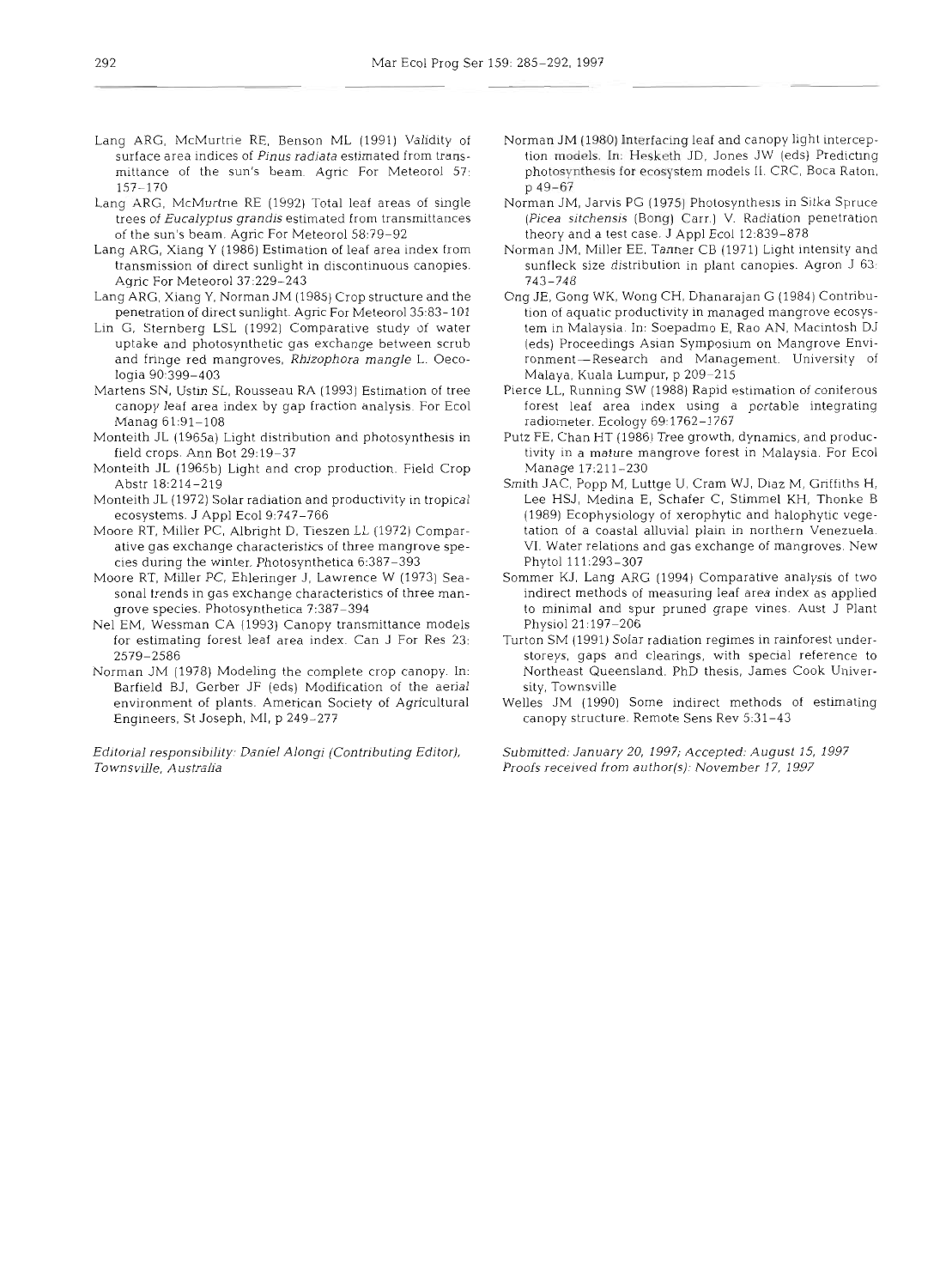Lang ARG, McMurtrie RE, Benson ML (1991) Validity of surface area indices of *Pinus radiata* estimated from transmittance of the sun's beam. Agric For Meteorol 57: 157–170

Lang ARG, McMurtrie RE (1992) Total leaf areas of single trees of *Eucalyptus grandis* estimated from transmittances of the sun's beam. Agric For Meteorol 58:79–92

Lang ARG, Xiang Y (1986) Estimation of leaf area index from transmission of direct sunlight in discontinuous canopies. Agric For Meteorol 37:229–243

Lang ARG, Xiang Y, Norman JM (1985) Crop structure and the penetration of direct sunlight. Agric For Meteorol 35:83–101

Lin G, Sternberg LSL (1992) Comparative study of water uptake and photosynthetic gas exchange between scrub and fringe red mangroves, *Rhizophora mangle* L. Oecologia 90:399–403

Martens SN, Ustin SL, Rousseau RA (1993) Estimation of tree canopy leaf area index by gap fraction analysis. For Ecol Manag 61:91–108

Monteith JL (1965a) Light distribution and photosynthesis in field crops. Ann Bot 29:19–37

Monteith JL (1965b) Light and crop production. Field Crop Abstr 18:214–219

Monteith JL (1972) Solar radiation and productivity in tropical ecosystems. J Appl Ecol 9:747–766

Moore RT, Miller PC, Albright D, Tieszen LL (1972) Comparative gas exchange characteristics of three mangrove species during the winter. Photosynthetica 6:387–393

Moore RT, Miller PC, Ehleringer J, Lawrence W (1973) Seasonal trends in gas exchange characteristics of three mangrove species. Photosynthetica 7:387–394

Nel EM, Wessman CA (1993) Canopy transmittance models for estimating forest leaf area index. Can J For Res 23: 2579–2586

Norman JM (1978) Modeling the complete crop canopy. In: Barfield BJ, Gerber JF (eds) Modification of the aerial environment of plants. American Society of Agricultural Engineers, St Joseph, MI, p 249–277

Norman JM (1980) Interfacing leaf and canopy light interception models. In: Hesketh JD, Jones JW (eds) Predicting photosynthesis for ecosystem models II. CRC, Boca Raton, p 49–67

Norman JM, Jarvis PG (1975) Photosynthesis in Sitka Spruce (*Picea sitchensis* (Bong) Carr.) V. Radiation penetration theory and a test case. J Appl Ecol 12:839–878

Norman JM, Miller EE, Tanner CB (1971) Light intensity and sunfleck size distribution in plant canopies. Agron J 63: 743–748

Ong JE, Gong WK, Wong CH, Dhanarajan G (1984) Contribution of aquatic productivity in managed mangrove ecosystem in Malaysia. In: Soepadmo E, Rao AN, Macintosh DJ (eds) Proceedings Asian Symposium on Mangrove Environment—Research and Management. University of Malaya, Kuala Lumpur, p 209–215

Pierce LL, Running SW (1988) Rapid estimation of coniferous forest leaf area index using a portable integrating radiometer. Ecology 69:1762–1767

Putz FE, Chan HT (1986) Tree growth, dynamics, and productivity in a mature mangrove forest in Malaysia. For Ecol Manage 17:211–230

Smith JAC, Popp M, Luttge U, Cram WJ, Diaz M, Griffiths H, Lee HSJ, Medina E, Schafer C, Stimmel KH, Thonke B (1989) Ecophysiology of xerophytic and halophytic vegetation of a coastal alluvial plain in northern Venezuela. VI. Water relations and gas exchange of mangroves. New Phytol 111:293–307

Sommer KJ, Lang ARG (1994) Comparative analysis of two indirect methods of measuring leaf area index as applied to minimal and spur pruned grape vines. Aust J Plant Physiol 21:197–206

Turton SM (1991) Solar radiation regimes in rainforest understoreys, gaps and clearings, with special reference to Northeast Queensland. PhD thesis, James Cook University, Townsville

Welles JM (1990) Some indirect methods of estimating canopy structure. Remote Sens Rev 5:31–43

*Editorial responsibility: Daniel Alongi (Contributing Editor), Townsville, Australia*

*Submitted: January 20, 1997; Accepted: August 15, 1997*
*Proofs received from author(s): November 17, 1997*